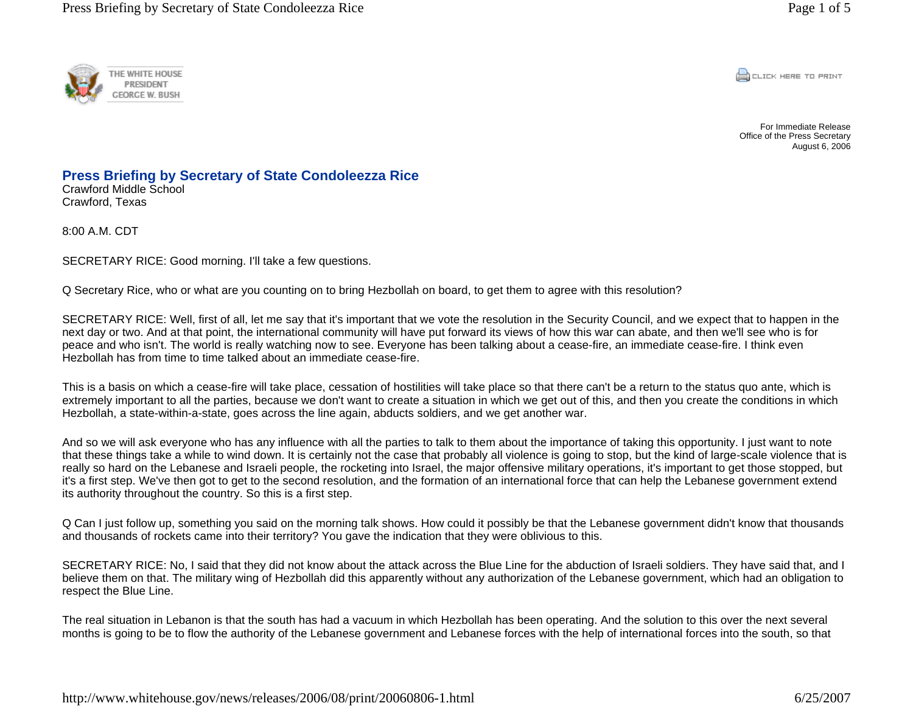For Immediate Release
Office of the Press Secretary
August 6, 2006

# Press Briefing by Secretary of State Condoleezza Rice

Crawford Middle School
Crawford, Texas

8:00 A.M. CDT

SECRETARY RICE: Good morning. I'll take a few questions.

Q Secretary Rice, who or what are you counting on to bring Hezbollah on board, to get them to agree with this resolution?

SECRETARY RICE: Well, first of all, let me say that it's important that we vote the resolution in the Security Council, and we expect that to happen in the next day or two. And at that point, the international community will have put forward its views of how this war can abate, and then we'll see who is for peace and who isn't. The world is really watching now to see. Everyone has been talking about a cease-fire, an immediate cease-fire. I think even Hezbollah has from time to time talked about an immediate cease-fire.

This is a basis on which a cease-fire will take place, cessation of hostilities will take place so that there can't be a return to the status quo ante, which is extremely important to all the parties, because we don't want to create a situation in which we get out of this, and then you create the conditions in which Hezbollah, a state-within-a-state, goes across the line again, abducts soldiers, and we get another war.

And so we will ask everyone who has any influence with all the parties to talk to them about the importance of taking this opportunity. I just want to note that these things take a while to wind down. It is certainly not the case that probably all violence is going to stop, but the kind of large-scale violence that is really so hard on the Lebanese and Israeli people, the rocketing into Israel, the major offensive military operations, it's important to get those stopped, but it's a first step. We've then got to get to the second resolution, and the formation of an international force that can help the Lebanese government extend its authority throughout the country. So this is a first step.

Q Can I just follow up, something you said on the morning talk shows. How could it possibly be that the Lebanese government didn't know that thousands and thousands of rockets came into their territory? You gave the indication that they were oblivious to this.

SECRETARY RICE: No, I said that they did not know about the attack across the Blue Line for the abduction of Israeli soldiers. They have said that, and I believe them on that. The military wing of Hezbollah did this apparently without any authorization of the Lebanese government, which had an obligation to respect the Blue Line.

The real situation in Lebanon is that the south has had a vacuum in which Hezbollah has been operating. And the solution to this over the next several months is going to be to flow the authority of the Lebanese government and Lebanese forces with the help of international forces into the south, so that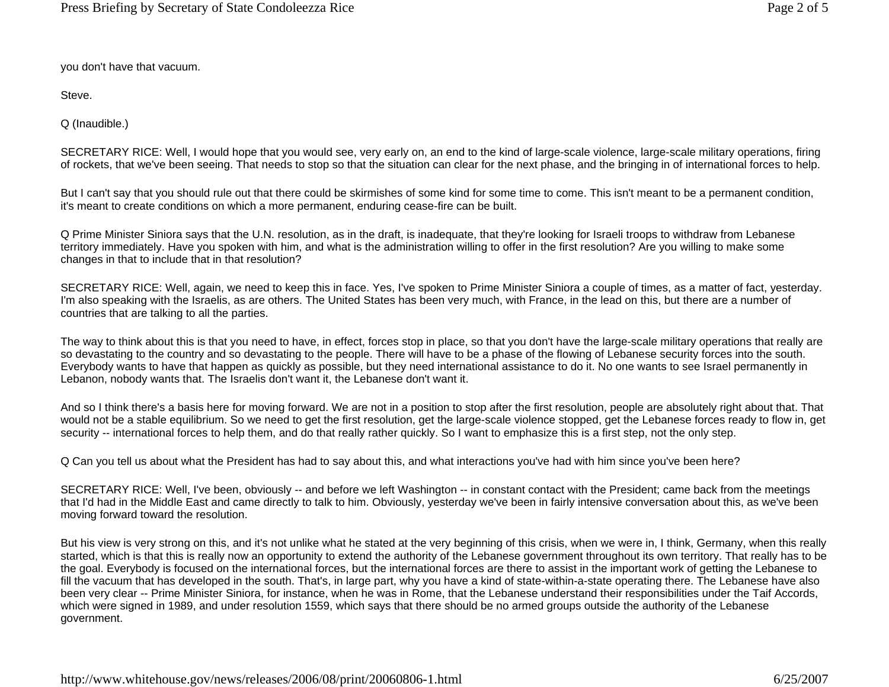you don't have that vacuum.

Steve.

Q (Inaudible.)

SECRETARY RICE: Well, I would hope that you would see, very early on, an end to the kind of large-scale violence, large-scale military operations, firing of rockets, that we've been seeing. That needs to stop so that the situation can clear for the next phase, and the bringing in of international forces to help.

But I can't say that you should rule out that there could be skirmishes of some kind for some time to come. This isn't meant to be a permanent condition, it's meant to create conditions on which a more permanent, enduring cease-fire can be built.

Q Prime Minister Siniora says that the U.N. resolution, as in the draft, is inadequate, that they're looking for Israeli troops to withdraw from Lebanese territory immediately. Have you spoken with him, and what is the administration willing to offer in the first resolution? Are you willing to make some changes in that to include that in that resolution?

SECRETARY RICE: Well, again, we need to keep this in face. Yes, I've spoken to Prime Minister Siniora a couple of times, as a matter of fact, yesterday. I'm also speaking with the Israelis, as are others. The United States has been very much, with France, in the lead on this, but there are a number of countries that are talking to all the parties.

The way to think about this is that you need to have, in effect, forces stop in place, so that you don't have the large-scale military operations that really are so devastating to the country and so devastating to the people. There will have to be a phase of the flowing of Lebanese security forces into the south. Everybody wants to have that happen as quickly as possible, but they need international assistance to do it. No one wants to see Israel permanently in Lebanon, nobody wants that. The Israelis don't want it, the Lebanese don't want it.

And so I think there's a basis here for moving forward. We are not in a position to stop after the first resolution, people are absolutely right about that. That would not be a stable equilibrium. So we need to get the first resolution, get the large-scale violence stopped, get the Lebanese forces ready to flow in, get security -- international forces to help them, and do that really rather quickly. So I want to emphasize this is a first step, not the only step.

Q Can you tell us about what the President has had to say about this, and what interactions you've had with him since you've been here?

SECRETARY RICE: Well, I've been, obviously -- and before we left Washington -- in constant contact with the President; came back from the meetings that I'd had in the Middle East and came directly to talk to him. Obviously, yesterday we've been in fairly intensive conversation about this, as we've been moving forward toward the resolution.

But his view is very strong on this, and it's not unlike what he stated at the very beginning of this crisis, when we were in, I think, Germany, when this really started, which is that this is really now an opportunity to extend the authority of the Lebanese government throughout its own territory. That really has to be the goal. Everybody is focused on the international forces, but the international forces are there to assist in the important work of getting the Lebanese to fill the vacuum that has developed in the south. That's, in large part, why you have a kind of state-within-a-state operating there. The Lebanese have also been very clear -- Prime Minister Siniora, for instance, when he was in Rome, that the Lebanese understand their responsibilities under the Taif Accords, which were signed in 1989, and under resolution 1559, which says that there should be no armed groups outside the authority of the Lebanese government.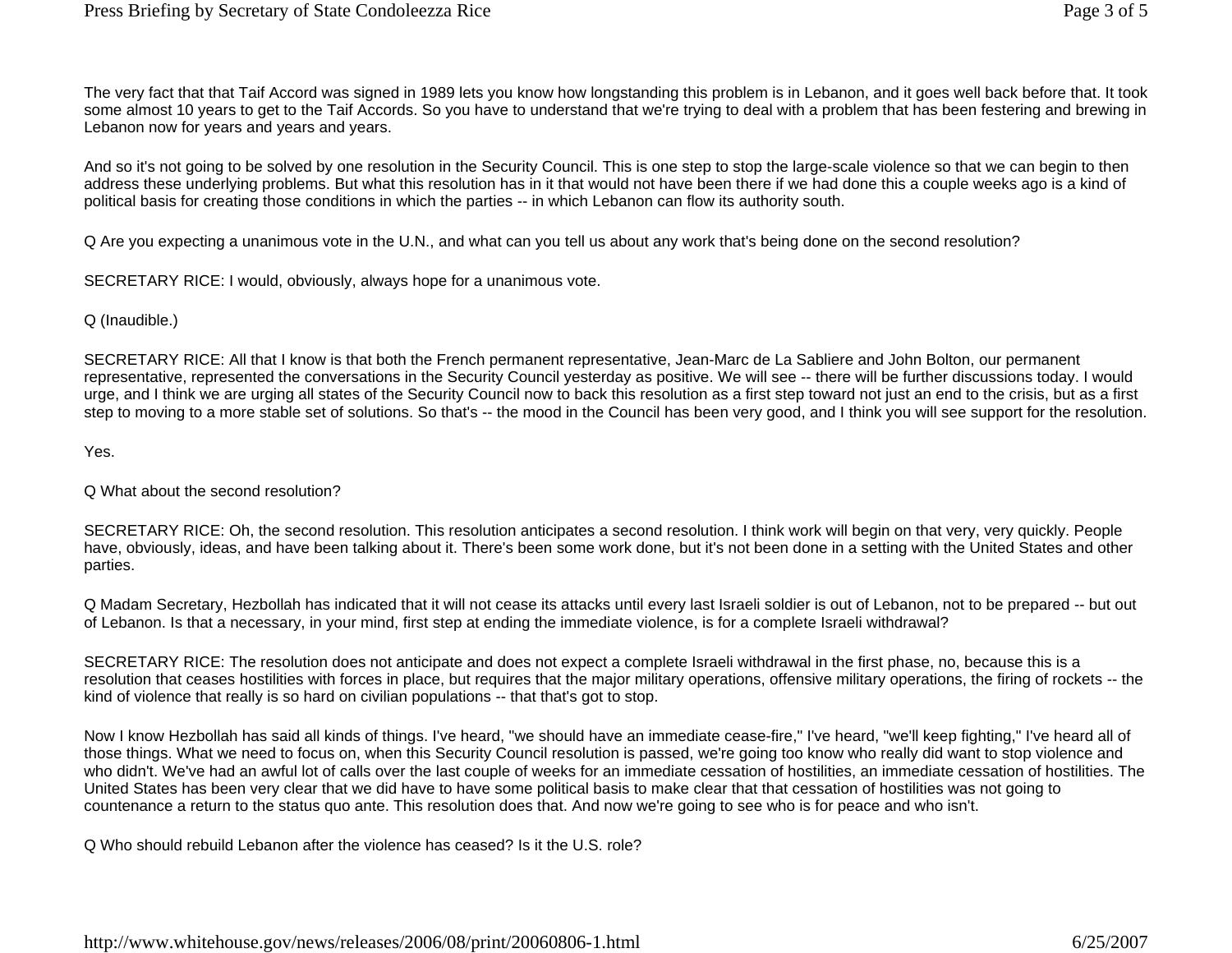The very fact that that Taif Accord was signed in 1989 lets you know how longstanding this problem is in Lebanon, and it goes well back before that. It took some almost 10 years to get to the Taif Accords. So you have to understand that we're trying to deal with a problem that has been festering and brewing in Lebanon now for years and years and years.

And so it's not going to be solved by one resolution in the Security Council. This is one step to stop the large-scale violence so that we can begin to then address these underlying problems. But what this resolution has in it that would not have been there if we had done this a couple weeks ago is a kind of political basis for creating those conditions in which the parties -- in which Lebanon can flow its authority south.

Q Are you expecting a unanimous vote in the U.N., and what can you tell us about any work that's being done on the second resolution?

SECRETARY RICE: I would, obviously, always hope for a unanimous vote.

Q (Inaudible.)

SECRETARY RICE: All that I know is that both the French permanent representative, Jean-Marc de La Sabliere and John Bolton, our permanent representative, represented the conversations in the Security Council yesterday as positive. We will see -- there will be further discussions today. I would urge, and I think we are urging all states of the Security Council now to back this resolution as a first step toward not just an end to the crisis, but as a first step to moving to a more stable set of solutions. So that's -- the mood in the Council has been very good, and I think you will see support for the resolution.

Yes.

Q What about the second resolution?

SECRETARY RICE: Oh, the second resolution. This resolution anticipates a second resolution. I think work will begin on that very, very quickly. People have, obviously, ideas, and have been talking about it. There's been some work done, but it's not been done in a setting with the United States and other parties.

Q Madam Secretary, Hezbollah has indicated that it will not cease its attacks until every last Israeli soldier is out of Lebanon, not to be prepared -- but out of Lebanon. Is that a necessary, in your mind, first step at ending the immediate violence, is for a complete Israeli withdrawal?

SECRETARY RICE: The resolution does not anticipate and does not expect a complete Israeli withdrawal in the first phase, no, because this is a resolution that ceases hostilities with forces in place, but requires that the major military operations, offensive military operations, the firing of rockets -- the kind of violence that really is so hard on civilian populations -- that that's got to stop.

Now I know Hezbollah has said all kinds of things. I've heard, "we should have an immediate cease-fire," I've heard, "we'll keep fighting," I've heard all of those things. What we need to focus on, when this Security Council resolution is passed, we're going too know who really did want to stop violence and who didn't. We've had an awful lot of calls over the last couple of weeks for an immediate cessation of hostilities, an immediate cessation of hostilities. The United States has been very clear that we did have to have some political basis to make clear that that cessation of hostilities was not going to countenance a return to the status quo ante. This resolution does that. And now we're going to see who is for peace and who isn't.

Q Who should rebuild Lebanon after the violence has ceased? Is it the U.S. role?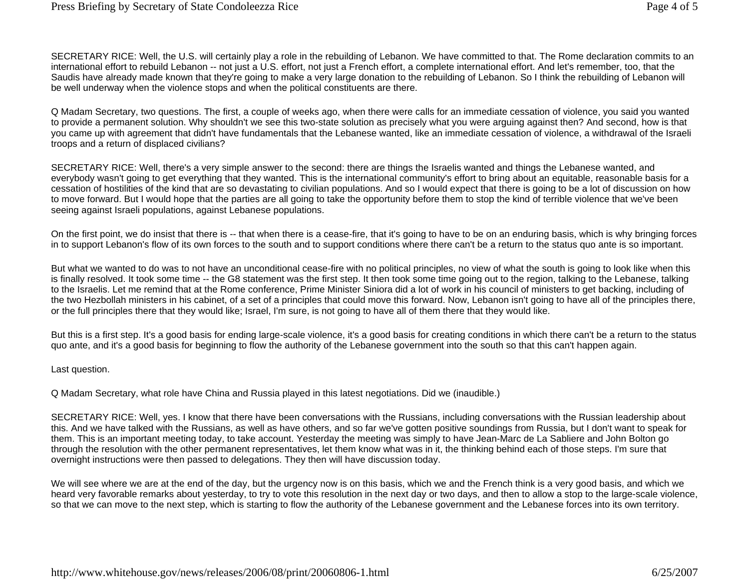SECRETARY RICE: Well, the U.S. will certainly play a role in the rebuilding of Lebanon. We have committed to that. The Rome declaration commits to an international effort to rebuild Lebanon -- not just a U.S. effort, not just a French effort, a complete international effort. And let's remember, too, that the Saudis have already made known that they're going to make a very large donation to the rebuilding of Lebanon. So I think the rebuilding of Lebanon will be well underway when the violence stops and when the political constituents are there.

Q Madam Secretary, two questions. The first, a couple of weeks ago, when there were calls for an immediate cessation of violence, you said you wanted to provide a permanent solution. Why shouldn't we see this two-state solution as precisely what you were arguing against then? And second, how is that you came up with agreement that didn't have fundamentals that the Lebanese wanted, like an immediate cessation of violence, a withdrawal of the Israeli troops and a return of displaced civilians?

SECRETARY RICE: Well, there's a very simple answer to the second: there are things the Israelis wanted and things the Lebanese wanted, and everybody wasn't going to get everything that they wanted. This is the international community's effort to bring about an equitable, reasonable basis for a cessation of hostilities of the kind that are so devastating to civilian populations. And so I would expect that there is going to be a lot of discussion on how to move forward. But I would hope that the parties are all going to take the opportunity before them to stop the kind of terrible violence that we've been seeing against Israeli populations, against Lebanese populations.

On the first point, we do insist that there is -- that when there is a cease-fire, that it's going to have to be on an enduring basis, which is why bringing forces in to support Lebanon's flow of its own forces to the south and to support conditions where there can't be a return to the status quo ante is so important.

But what we wanted to do was to not have an unconditional cease-fire with no political principles, no view of what the south is going to look like when this is finally resolved. It took some time -- the G8 statement was the first step. It then took some time going out to the region, talking to the Lebanese, talking to the Israelis. Let me remind that at the Rome conference, Prime Minister Siniora did a lot of work in his council of ministers to get backing, including of the two Hezbollah ministers in his cabinet, of a set of a principles that could move this forward. Now, Lebanon isn't going to have all of the principles there, or the full principles there that they would like; Israel, I'm sure, is not going to have all of them there that they would like.

But this is a first step. It's a good basis for ending large-scale violence, it's a good basis for creating conditions in which there can't be a return to the status quo ante, and it's a good basis for beginning to flow the authority of the Lebanese government into the south so that this can't happen again.

Last question.

Q Madam Secretary, what role have China and Russia played in this latest negotiations. Did we (inaudible.)

SECRETARY RICE: Well, yes. I know that there have been conversations with the Russians, including conversations with the Russian leadership about this. And we have talked with the Russians, as well as have others, and so far we've gotten positive soundings from Russia, but I don't want to speak for them. This is an important meeting today, to take account. Yesterday the meeting was simply to have Jean-Marc de La Sabliere and John Bolton go through the resolution with the other permanent representatives, let them know what was in it, the thinking behind each of those steps. I'm sure that overnight instructions were then passed to delegations. They then will have discussion today.

We will see where we are at the end of the day, but the urgency now is on this basis, which we and the French think is a very good basis, and which we heard very favorable remarks about yesterday, to try to vote this resolution in the next day or two days, and then to allow a stop to the large-scale violence, so that we can move to the next step, which is starting to flow the authority of the Lebanese government and the Lebanese forces into its own territory.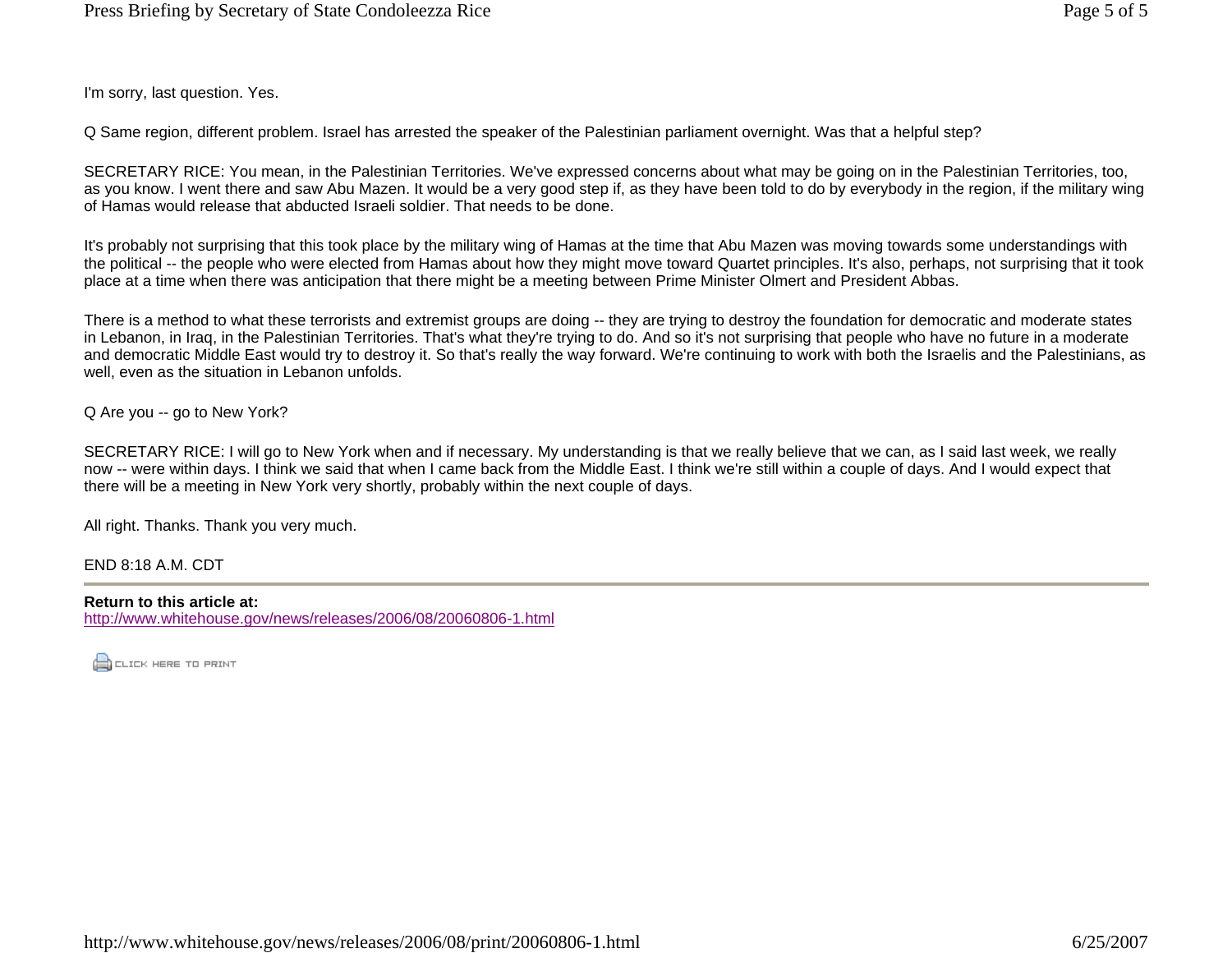I'm sorry, last question. Yes.

Q Same region, different problem. Israel has arrested the speaker of the Palestinian parliament overnight. Was that a helpful step?

SECRETARY RICE: You mean, in the Palestinian Territories. We've expressed concerns about what may be going on in the Palestinian Territories, too, as you know. I went there and saw Abu Mazen. It would be a very good step if, as they have been told to do by everybody in the region, if the military wing of Hamas would release that abducted Israeli soldier. That needs to be done.

It's probably not surprising that this took place by the military wing of Hamas at the time that Abu Mazen was moving towards some understandings with the political -- the people who were elected from Hamas about how they might move toward Quartet principles. It's also, perhaps, not surprising that it took place at a time when there was anticipation that there might be a meeting between Prime Minister Olmert and President Abbas.

There is a method to what these terrorists and extremist groups are doing -- they are trying to destroy the foundation for democratic and moderate states in Lebanon, in Iraq, in the Palestinian Territories. That's what they're trying to do. And so it's not surprising that people who have no future in a moderate and democratic Middle East would try to destroy it. So that's really the way forward. We're continuing to work with both the Israelis and the Palestinians, as well, even as the situation in Lebanon unfolds.

Q Are you -- go to New York?

SECRETARY RICE: I will go to New York when and if necessary. My understanding is that we really believe that we can, as I said last week, we really now -- were within days. I think we said that when I came back from the Middle East. I think we're still within a couple of days. And I would expect that there will be a meeting in New York very shortly, probably within the next couple of days.

All right. Thanks. Thank you very much.

END 8:18 A.M. CDT

---

**Return to this article at:**
http://www.whitehouse.gov/news/releases/2006/08/20060806-1.html

CLICK HERE TO PRINT